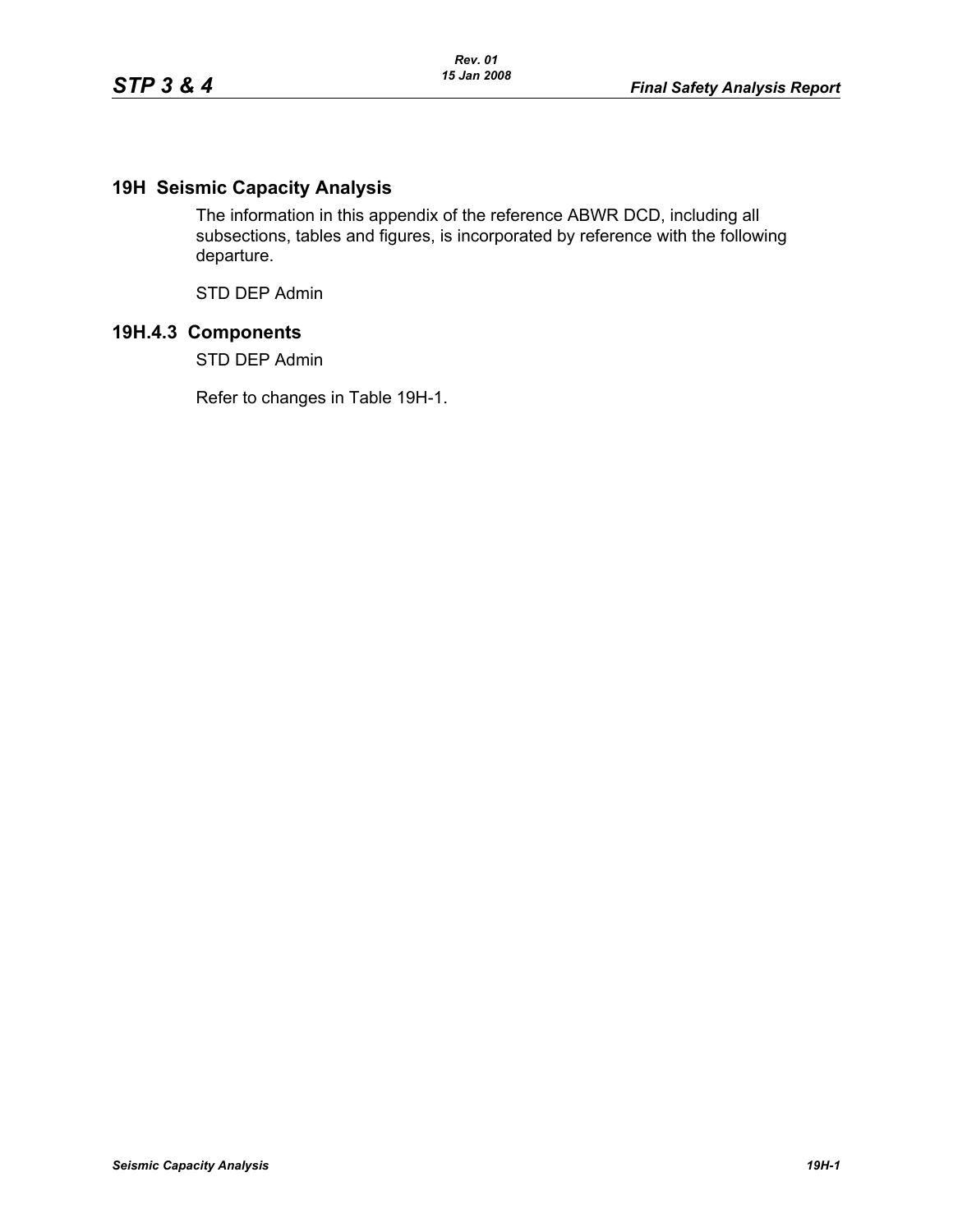## 19H Seismic Capacity Analysis

The information in this appendix of the reference ABWR DCD, including all subsections, tables and figures, is incorporated by reference with the following departure.

STD DEP Admin

## 19H.4.3 Components

STD DEP Admin

Refer to changes in Table 19H-1.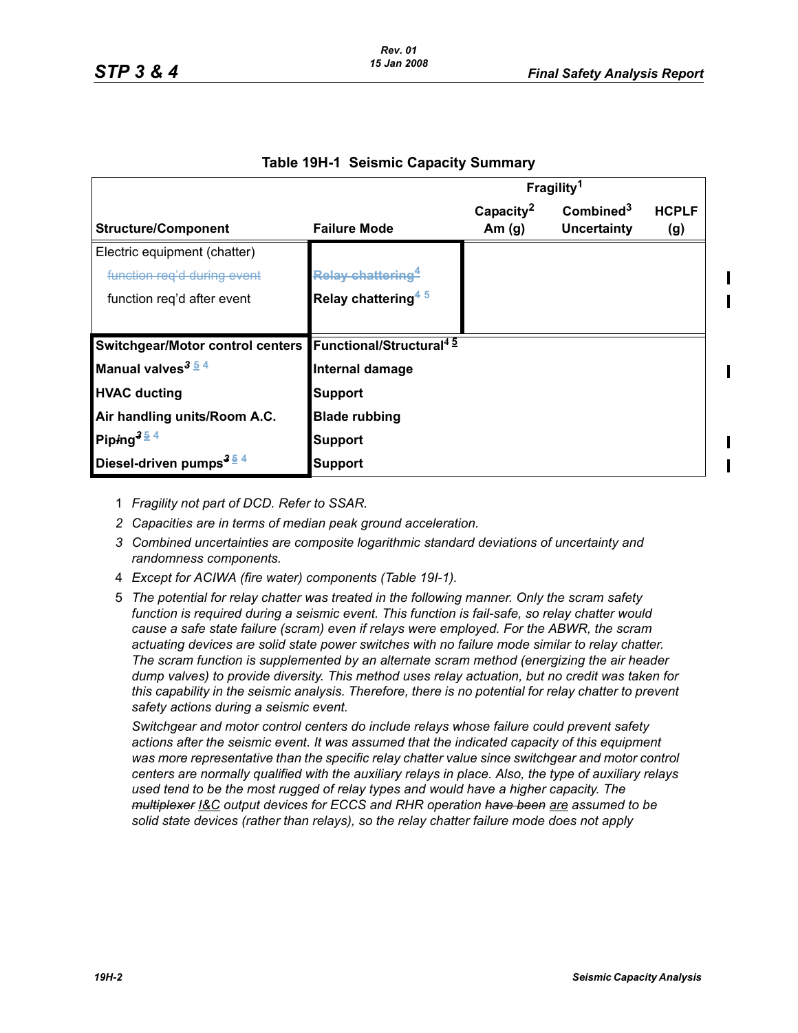## Table 19H-1 Seismic Capacity Summary

| | | Fragility[1] | | |
|---|---|---|---|---|
| **Structure/Component** | **Failure Mode** | **Capacity[2] Am (g)** | **Combined[3] Uncertainty** | **HCPLF (g)** |
| Electric equipment (chatter) | | | | |
| ~~function req'd during event~~ | ~~**Relay chattering[4]**~~ | | | |
| function req'd after event | **Relay chattering[4] [5]** | | | |
| **Switchgear/Motor control centers** | **Functional/Structural[4] [5]** | | | |
| **Manual valves[3] [5] [4]** | **Internal damage** | | | |
| **HVAC ducting** | **Support** | | | |
| **Air handling units/Room A.C.** | **Blade rubbing** | | | |
| **Piping[3] [5] [4]** | **Support** | | | |
| **Diesel-driven pumps[3] [5] [4]** | **Support** | | | |

1 *Fragility not part of DCD. Refer to SSAR.*

2 *Capacities are in terms of median peak ground acceleration.*

3 *Combined uncertainties are composite logarithmic standard deviations of uncertainty and randomness components.*

4 *Except for ACIWA (fire water) components (Table 19I-1).*

5 *The potential for relay chatter was treated in the following manner. Only the scram safety function is required during a seismic event. This function is fail-safe, so relay chatter would cause a safe state failure (scram) even if relays were employed. For the ABWR, the scram actuating devices are solid state power switches with no failure mode similar to relay chatter. The scram function is supplemented by an alternate scram method (energizing the air header dump valves) to provide diversity. This method uses relay actuation, but no credit was taken for this capability in the seismic analysis. Therefore, there is no potential for relay chatter to prevent safety actions during a seismic event.*

*Switchgear and motor control centers do include relays whose failure could prevent safety actions after the seismic event. It was assumed that the indicated capacity of this equipment was more representative than the specific relay chatter value since switchgear and motor control centers are normally qualified with the auxiliary relays in place. Also, the type of auxiliary relays used tend to be the most rugged of relay types and would have a higher capacity. The ~~multiplexer~~ I&C output devices for ECCS and RHR operation ~~have been~~ are assumed to be solid state devices (rather than relays), so the relay chatter failure mode does not apply*